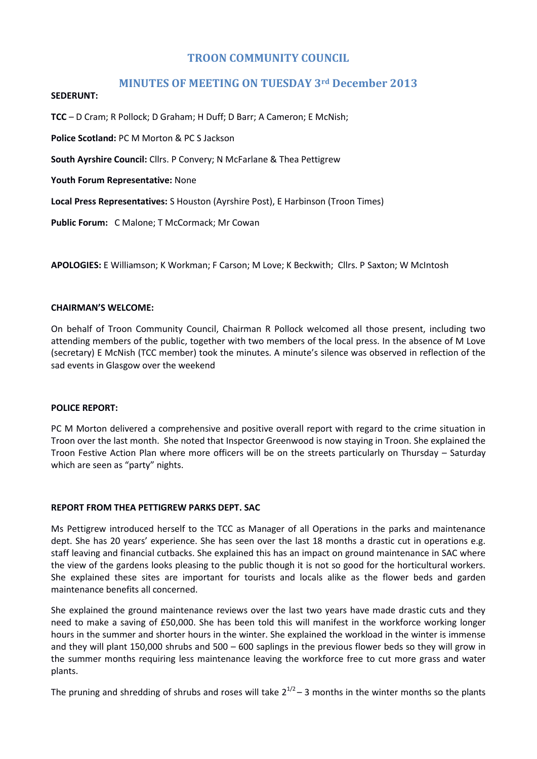# TROON COMMUNITY COUNCIL

## MINUTES OF MEETING ON TUESDAY 3rd December 2013

**SEDERUNT:**

**TCC** – D Cram; R Pollock; D Graham; H Duff; D Barr; A Cameron; E McNish;

**Police Scotland:** PC M Morton & PC S Jackson

**South Ayrshire Council:** Cllrs. P Convery; N McFarlane & Thea Pettigrew

**Youth Forum Representative:** None

**Local Press Representatives:** S Houston (Ayrshire Post), E Harbinson (Troon Times)

**Public Forum:** C Malone; T McCormack; Mr Cowan

**APOLOGIES:** E Williamson; K Workman; F Carson; M Love; K Beckwith; Cllrs. P Saxton; W McIntosh

**CHAIRMAN'S WELCOME:**

On behalf of Troon Community Council, Chairman R Pollock welcomed all those present, including two attending members of the public, together with two members of the local press. In the absence of M Love (secretary) E McNish (TCC member) took the minutes. A minute's silence was observed in reflection of the sad events in Glasgow over the weekend

**POLICE REPORT:**

PC M Morton delivered a comprehensive and positive overall report with regard to the crime situation in Troon over the last month. She noted that Inspector Greenwood is now staying in Troon. She explained the Troon Festive Action Plan where more officers will be on the streets particularly on Thursday – Saturday which are seen as "party" nights.

**REPORT FROM THEA PETTIGREW PARKS DEPT. SAC**

Ms Pettigrew introduced herself to the TCC as Manager of all Operations in the parks and maintenance dept. She has 20 years' experience. She has seen over the last 18 months a drastic cut in operations e.g. staff leaving and financial cutbacks. She explained this has an impact on ground maintenance in SAC where the view of the gardens looks pleasing to the public though it is not so good for the horticultural workers. She explained these sites are important for tourists and locals alike as the flower beds and garden maintenance benefits all concerned.

She explained the ground maintenance reviews over the last two years have made drastic cuts and they need to make a saving of £50,000. She has been told this will manifest in the workforce working longer hours in the summer and shorter hours in the winter. She explained the workload in the winter is immense and they will plant 150,000 shrubs and 500 – 600 saplings in the previous flower beds so they will grow in the summer months requiring less maintenance leaving the workforce free to cut more grass and water plants.

The pruning and shredding of shrubs and roses will take $2^{1/2}$ – 3 months in the winter months so the plants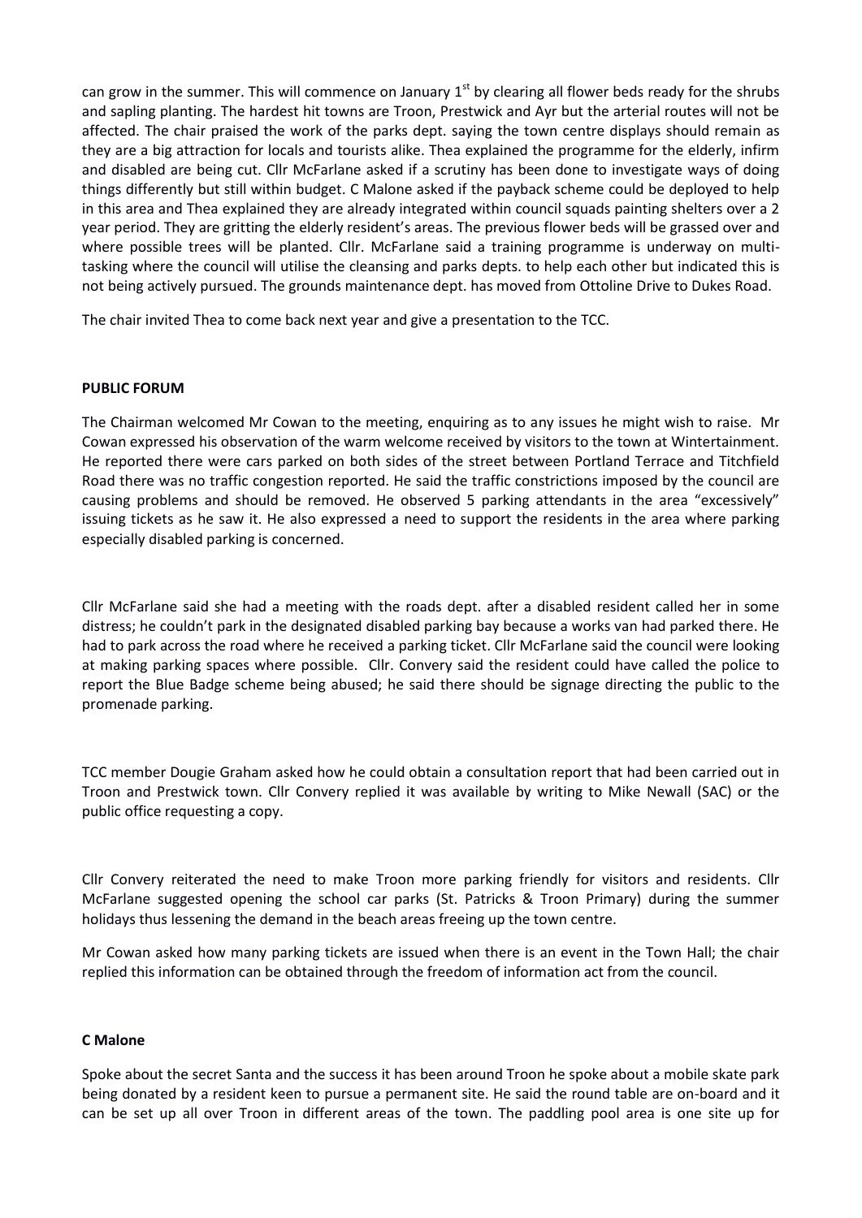can grow in the summer. This will commence on January 1[st] by clearing all flower beds ready for the shrubs and sapling planting. The hardest hit towns are Troon, Prestwick and Ayr but the arterial routes will not be affected. The chair praised the work of the parks dept. saying the town centre displays should remain as they are a big attraction for locals and tourists alike. Thea explained the programme for the elderly, infirm and disabled are being cut. Cllr McFarlane asked if a scrutiny has been done to investigate ways of doing things differently but still within budget. C Malone asked if the payback scheme could be deployed to help in this area and Thea explained they are already integrated within council squads painting shelters over a 2 year period. They are gritting the elderly resident's areas. The previous flower beds will be grassed over and where possible trees will be planted. Cllr. McFarlane said a training programme is underway on multi-tasking where the council will utilise the cleansing and parks depts. to help each other but indicated this is not being actively pursued. The grounds maintenance dept. has moved from Ottoline Drive to Dukes Road.

The chair invited Thea to come back next year and give a presentation to the TCC.

**PUBLIC FORUM**

The Chairman welcomed Mr Cowan to the meeting, enquiring as to any issues he might wish to raise. Mr Cowan expressed his observation of the warm welcome received by visitors to the town at Wintertainment. He reported there were cars parked on both sides of the street between Portland Terrace and Titchfield Road there was no traffic congestion reported. He said the traffic constrictions imposed by the council are causing problems and should be removed. He observed 5 parking attendants in the area "excessively" issuing tickets as he saw it. He also expressed a need to support the residents in the area where parking especially disabled parking is concerned.

Cllr McFarlane said she had a meeting with the roads dept. after a disabled resident called her in some distress; he couldn't park in the designated disabled parking bay because a works van had parked there. He had to park across the road where he received a parking ticket. Cllr McFarlane said the council were looking at making parking spaces where possible. Cllr. Convery said the resident could have called the police to report the Blue Badge scheme being abused; he said there should be signage directing the public to the promenade parking.

TCC member Dougie Graham asked how he could obtain a consultation report that had been carried out in Troon and Prestwick town. Cllr Convery replied it was available by writing to Mike Newall (SAC) or the public office requesting a copy.

Cllr Convery reiterated the need to make Troon more parking friendly for visitors and residents. Cllr McFarlane suggested opening the school car parks (St. Patricks & Troon Primary) during the summer holidays thus lessening the demand in the beach areas freeing up the town centre.

Mr Cowan asked how many parking tickets are issued when there is an event in the Town Hall; the chair replied this information can be obtained through the freedom of information act from the council.

**C Malone**

Spoke about the secret Santa and the success it has been around Troon he spoke about a mobile skate park being donated by a resident keen to pursue a permanent site. He said the round table are on-board and it can be set up all over Troon in different areas of the town. The paddling pool area is one site up for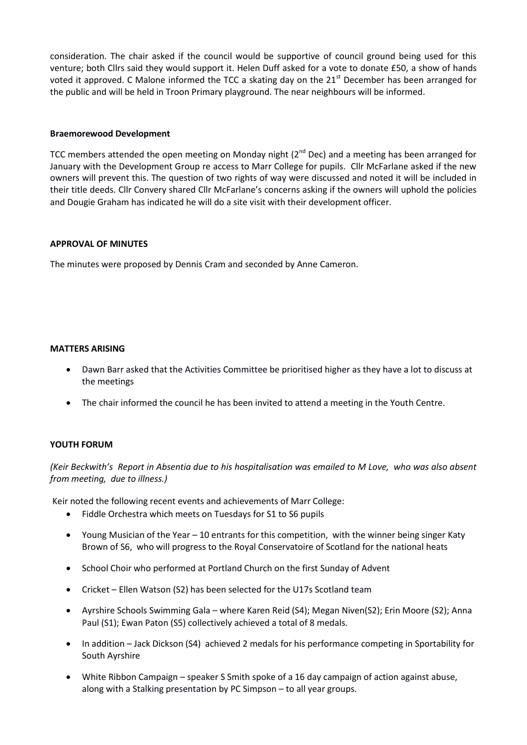consideration. The chair asked if the council would be supportive of council ground being used for this venture; both Cllrs said they would support it. Helen Duff asked for a vote to donate £50, a show of hands voted it approved. C Malone informed the TCC a skating day on the 21st December has been arranged for the public and will be held in Troon Primary playground. The near neighbours will be informed.

**Braemorewood Development**

TCC members attended the open meeting on Monday night (2nd Dec) and a meeting has been arranged for January with the Development Group re access to Marr College for pupils. Cllr McFarlane asked if the new owners will prevent this. The question of two rights of way were discussed and noted it will be included in their title deeds. Cllr Convery shared Cllr McFarlane's concerns asking if the owners will uphold the policies and Dougie Graham has indicated he will do a site visit with their development officer.

**APPROVAL OF MINUTES**

The minutes were proposed by Dennis Cram and seconded by Anne Cameron.

**MATTERS ARISING**

- Dawn Barr asked that the Activities Committee be prioritised higher as they have a lot to discuss at the meetings
- The chair informed the council he has been invited to attend a meeting in the Youth Centre.

**YOUTH FORUM**

*(Keir Beckwith's Report in Absentia due to his hospitalisation was emailed to M Love, who was also absent from meeting, due to illness.)*

Keir noted the following recent events and achievements of Marr College:

- Fiddle Orchestra which meets on Tuesdays for S1 to S6 pupils
- Young Musician of the Year – 10 entrants for this competition, with the winner being singer Katy Brown of S6, who will progress to the Royal Conservatoire of Scotland for the national heats
- School Choir who performed at Portland Church on the first Sunday of Advent
- Cricket – Ellen Watson (S2) has been selected for the U17s Scotland team
- Ayrshire Schools Swimming Gala – where Karen Reid (S4); Megan Niven(S2); Erin Moore (S2); Anna Paul (S1); Ewan Paton (S5) collectively achieved a total of 8 medals.
- In addition – Jack Dickson (S4) achieved 2 medals for his performance competing in Sportability for South Ayrshire
- White Ribbon Campaign – speaker S Smith spoke of a 16 day campaign of action against abuse, along with a Stalking presentation by PC Simpson – to all year groups.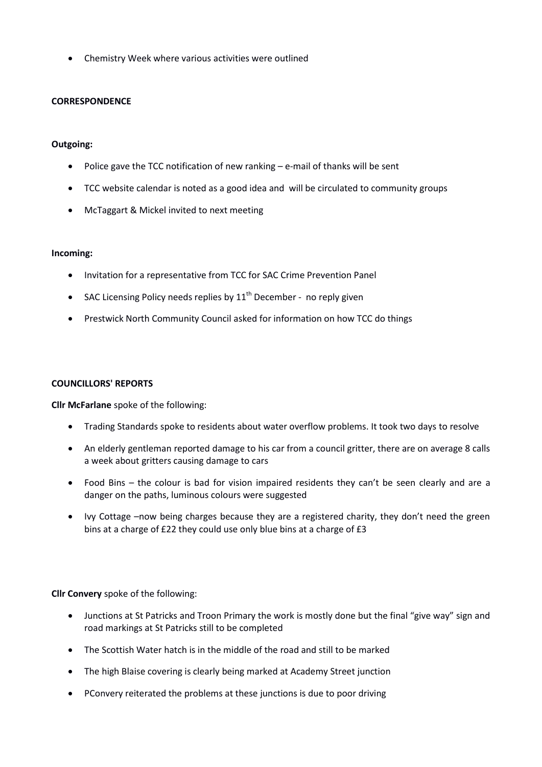- Chemistry Week where various activities were outlined

**CORRESPONDENCE**

**Outgoing:**

- Police gave the TCC notification of new ranking – e-mail of thanks will be sent
- TCC website calendar is noted as a good idea and will be circulated to community groups
- McTaggart & Mickel invited to next meeting

**Incoming:**

- Invitation for a representative from TCC for SAC Crime Prevention Panel
- SAC Licensing Policy needs replies by 11th December - no reply given
- Prestwick North Community Council asked for information on how TCC do things

**COUNCILLORS' REPORTS**

**Cllr McFarlane** spoke of the following:

- Trading Standards spoke to residents about water overflow problems. It took two days to resolve
- An elderly gentleman reported damage to his car from a council gritter, there are on average 8 calls a week about gritters causing damage to cars
- Food Bins – the colour is bad for vision impaired residents they can't be seen clearly and are a danger on the paths, luminous colours were suggested
- Ivy Cottage –now being charges because they are a registered charity, they don't need the green bins at a charge of £22 they could use only blue bins at a charge of £3

**Cllr Convery** spoke of the following:

- Junctions at St Patricks and Troon Primary the work is mostly done but the final "give way" sign and road markings at St Patricks still to be completed
- The Scottish Water hatch is in the middle of the road and still to be marked
- The high Blaise covering is clearly being marked at Academy Street junction
- PConvery reiterated the problems at these junctions is due to poor driving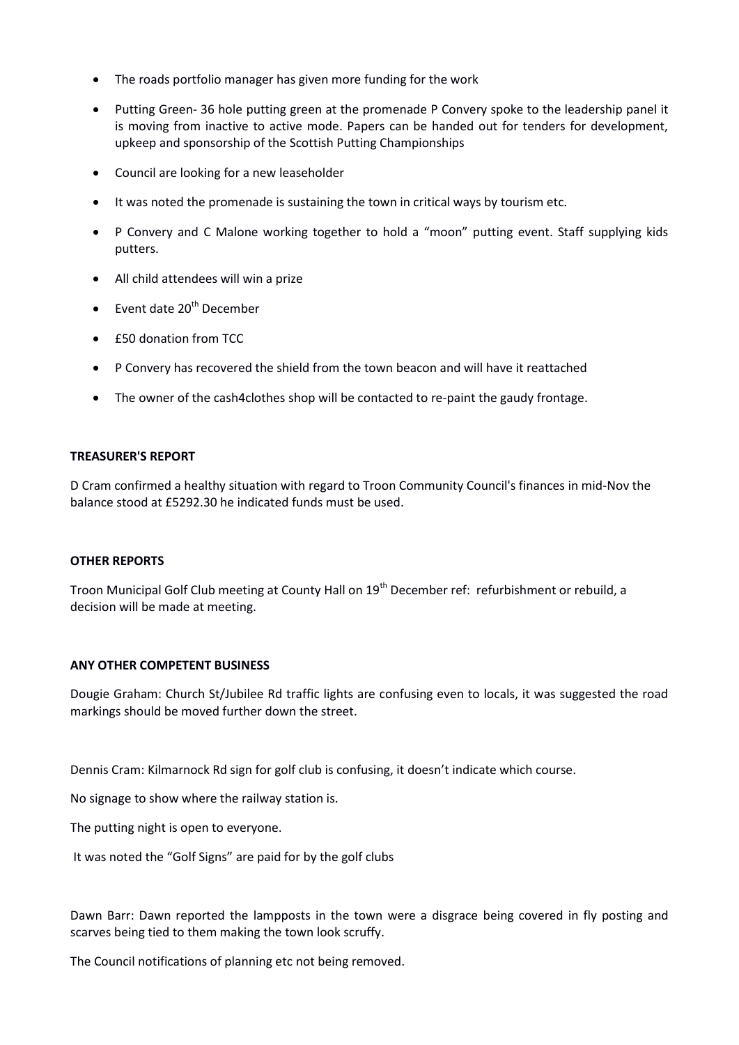- The roads portfolio manager has given more funding for the work
- Putting Green- 36 hole putting green at the promenade P Convery spoke to the leadership panel it is moving from inactive to active mode. Papers can be handed out for tenders for development, upkeep and sponsorship of the Scottish Putting Championships
- Council are looking for a new leaseholder
- It was noted the promenade is sustaining the town in critical ways by tourism etc.
- P Convery and C Malone working together to hold a "moon" putting event. Staff supplying kids putters.
- All child attendees will win a prize
- Event date 20th December
- £50 donation from TCC
- P Convery has recovered the shield from the town beacon and will have it reattached
- The owner of the cash4clothes shop will be contacted to re-paint the gaudy frontage.

**TREASURER'S REPORT**

D Cram confirmed a healthy situation with regard to Troon Community Council's finances in mid-Nov the balance stood at £5292.30 he indicated funds must be used.

**OTHER REPORTS**

Troon Municipal Golf Club meeting at County Hall on 19th December ref: refurbishment or rebuild, a decision will be made at meeting.

**ANY OTHER COMPETENT BUSINESS**

Dougie Graham: Church St/Jubilee Rd traffic lights are confusing even to locals, it was suggested the road markings should be moved further down the street.

Dennis Cram: Kilmarnock Rd sign for golf club is confusing, it doesn't indicate which course.

No signage to show where the railway station is.

The putting night is open to everyone.

It was noted the "Golf Signs" are paid for by the golf clubs

Dawn Barr: Dawn reported the lampposts in the town were a disgrace being covered in fly posting and scarves being tied to them making the town look scruffy.

The Council notifications of planning etc not being removed.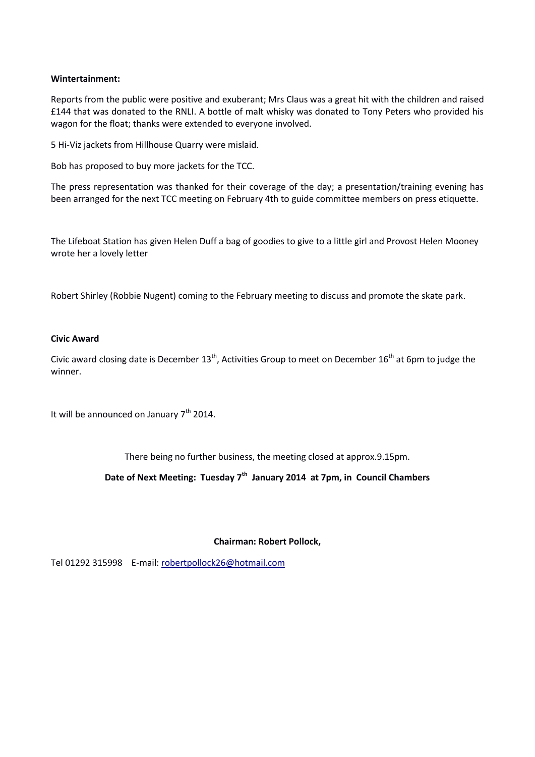**Wintertainment:**

Reports from the public were positive and exuberant; Mrs Claus was a great hit with the children and raised £144 that was donated to the RNLI. A bottle of malt whisky was donated to Tony Peters who provided his wagon for the float; thanks were extended to everyone involved.

5 Hi-Viz jackets from Hillhouse Quarry were mislaid.

Bob has proposed to buy more jackets for the TCC.

The press representation was thanked for their coverage of the day; a presentation/training evening has been arranged for the next TCC meeting on February 4th to guide committee members on press etiquette.

The Lifeboat Station has given Helen Duff a bag of goodies to give to a little girl and Provost Helen Mooney wrote her a lovely letter

Robert Shirley (Robbie Nugent) coming to the February meeting to discuss and promote the skate park.

**Civic Award**

Civic award closing date is December 13th, Activities Group to meet on December 16th at 6pm to judge the winner.

It will be announced on January 7th 2014.

There being no further business, the meeting closed at approx.9.15pm.

**Date of Next Meeting: Tuesday 7th January 2014 at 7pm, in Council Chambers**

**Chairman: Robert Pollock,**

Tel 01292 315998 E-mail: robertpollock26@hotmail.com